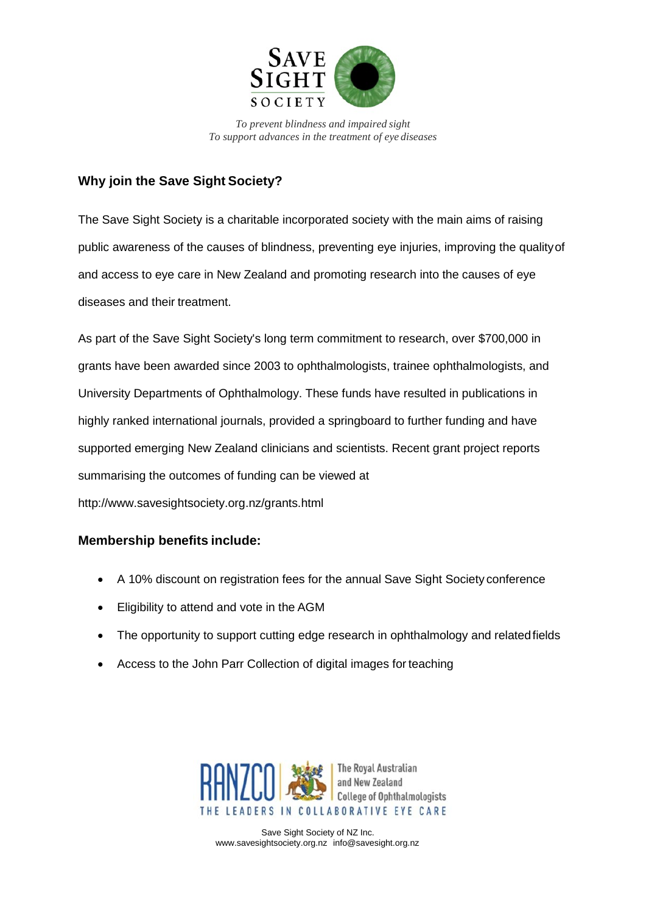SAVE SIGHT SOCIETY

*To prevent blindness and impaired sight*
*To support advances in the treatment of eye diseases*

### Why join the Save Sight Society?

The Save Sight Society is a charitable incorporated society with the main aims of raising public awareness of the causes of blindness, preventing eye injuries, improving the quality of and access to eye care in New Zealand and promoting research into the causes of eye diseases and their treatment.

As part of the Save Sight Society's long term commitment to research, over $700,000 in grants have been awarded since 2003 to ophthalmologists, trainee ophthalmologists, and University Departments of Ophthalmology. These funds have resulted in publications in highly ranked international journals, provided a springboard to further funding and have supported emerging New Zealand clinicians and scientists. Recent grant project reports summarising the outcomes of funding can be viewed at http://www.savesightsociety.org.nz/grants.html

### Membership benefits include:

- A 10% discount on registration fees for the annual Save Sight Society conference
- Eligibility to attend and vote in the AGM
- The opportunity to support cutting edge research in ophthalmology and related fields
- Access to the John Parr Collection of digital images for teaching

RANZCO | The Royal Australian and New Zealand College of Ophthalmologists
THE LEADERS IN COLLABORATIVE EYE CARE

Save Sight Society of NZ Inc.
www.savesightsociety.org.nz info@savesight.org.nz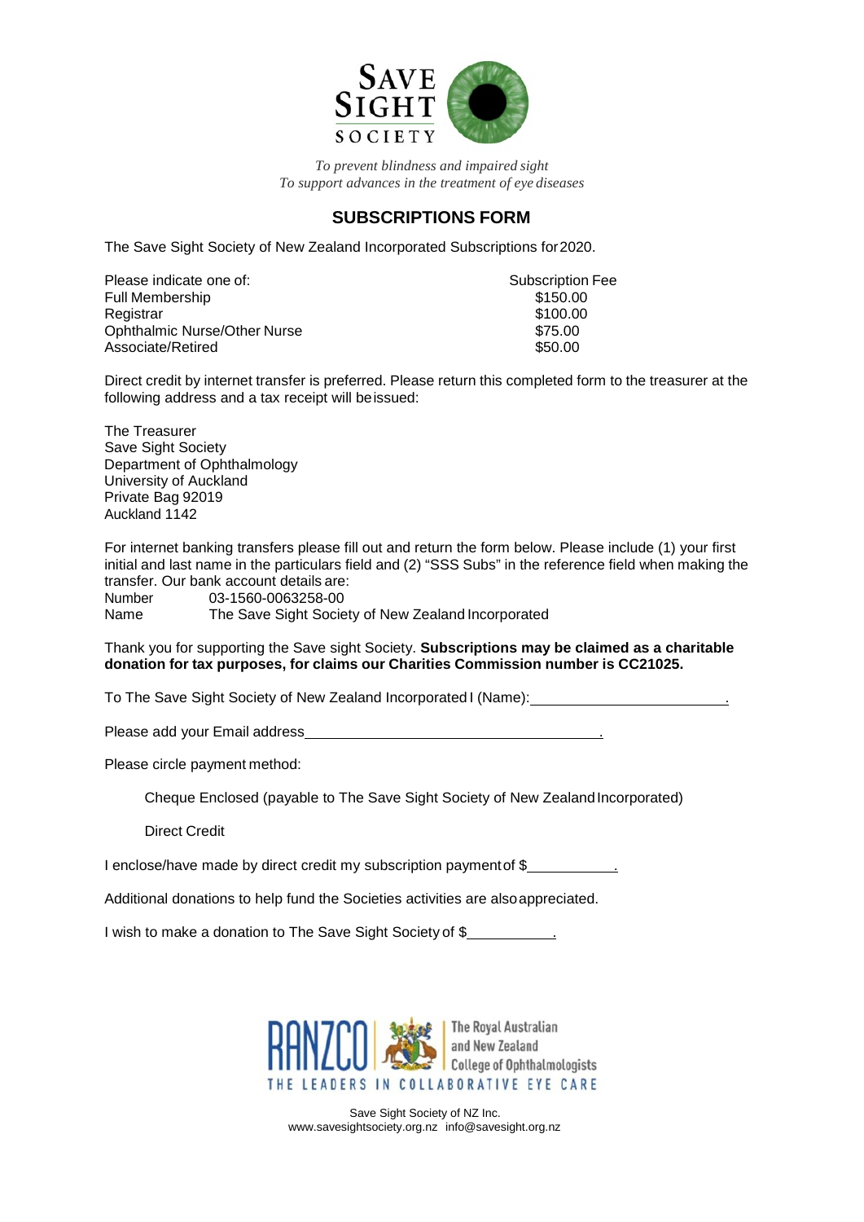SAVE SIGHT SOCIETY

*To prevent blindness and impaired sight*
*To support advances in the treatment of eye diseases*

## SUBSCRIPTIONS FORM

The Save Sight Society of New Zealand Incorporated Subscriptions for 2020.

| Please indicate one of: | Subscription Fee |
|---|---|
| Full Membership | $150.00 |
| Registrar | $100.00 |
| Ophthalmic Nurse/Other Nurse | $75.00 |
| Associate/Retired | $50.00 |

Direct credit by internet transfer is preferred. Please return this completed form to the treasurer at the following address and a tax receipt will be issued:

The Treasurer
Save Sight Society
Department of Ophthalmology
University of Auckland
Private Bag 92019
Auckland 1142

For internet banking transfers please fill out and return the form below. Please include (1) your first initial and last name in the particulars field and (2) "SSS Subs" in the reference field when making the transfer. Our bank account details are:

Number 03-1560-0063258-00
Name The Save Sight Society of New Zealand Incorporated

Thank you for supporting the Save sight Society. **Subscriptions may be claimed as a charitable donation for tax purposes, for claims our Charities Commission number is CC21025.**

To The Save Sight Society of New Zealand Incorporated I (Name):________________________.

Please add your Email address____________________________________.

Please circle payment method:

Cheque Enclosed (payable to The Save Sight Society of New Zealand Incorporated)

Direct Credit

I enclose/have made by direct credit my subscription payment of $__________.

Additional donations to help fund the Societies activities are also appreciated.

I wish to make a donation to The Save Sight Society of $__________.

RANZCO | The Royal Australian and New Zealand College of Ophthalmologists
THE LEADERS IN COLLABORATIVE EYE CARE

Save Sight Society of NZ Inc.
www.savesightsociety.org.nz info@savesight.org.nz